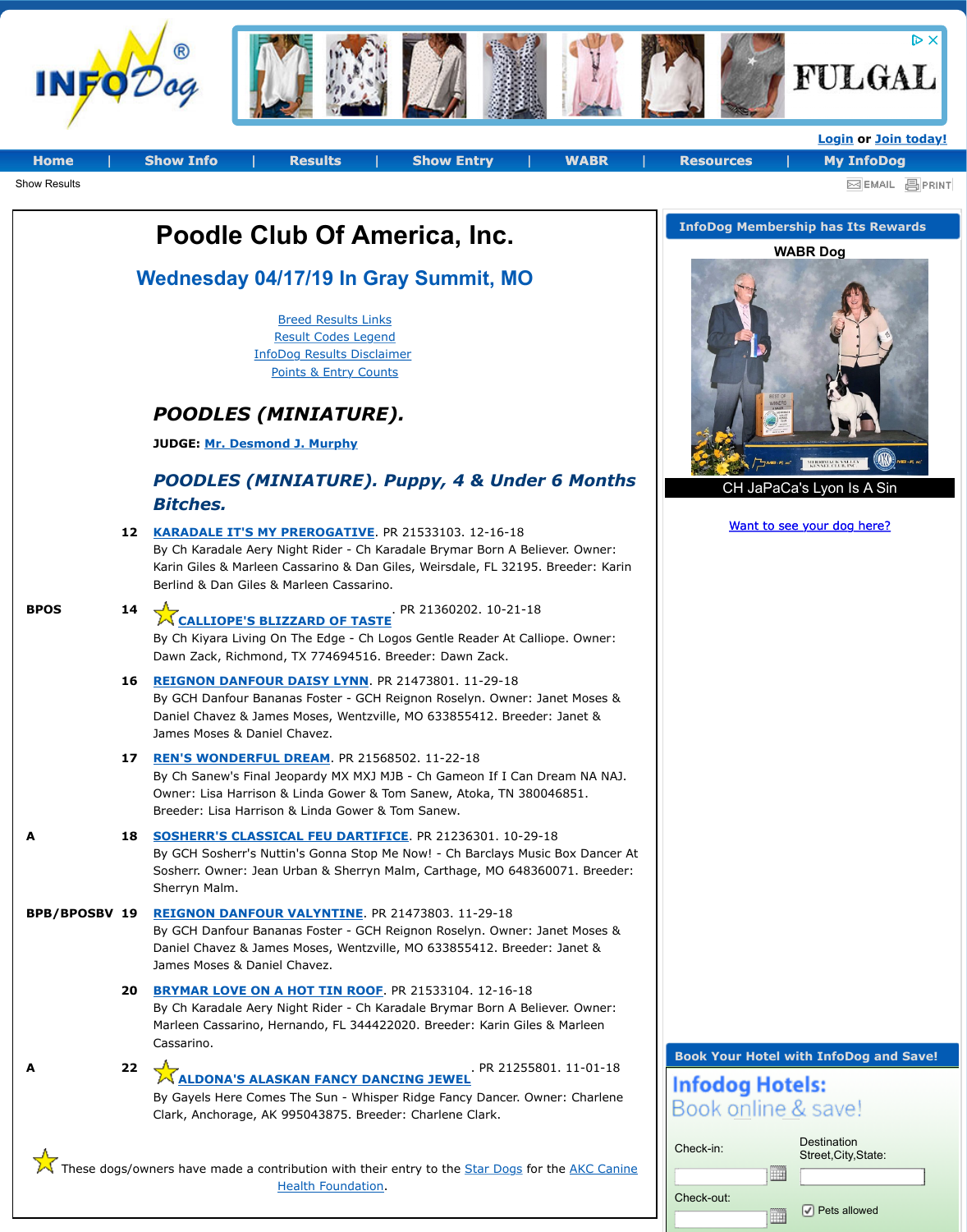Show Results

# Poodle Club Of America, Inc.

## Wednesday 04/17/19 In Gray Summit, MO

Breed Results Links
Result Codes Legend
InfoDog Results Disclaimer
Points & Entry Counts

## *POODLES (MINIATURE).*

**JUDGE:** **Mr. Desmond J. Murphy**

### *POODLES (MINIATURE). Puppy, 4 & Under 6 Months Bitches.*

**12** **KARADALE IT'S MY PREROGATIVE**. PR 21533103. 12-16-18
By Ch Karadale Aery Night Rider - Ch Karadale Brymar Born A Believer. Owner: Karin Giles & Marleen Cassarino & Dan Giles, Weirsdale, FL 32195. Breeder: Karin Berlind & Dan Giles & Marleen Cassarino.

**BPOS** **14** ★ **CALLIOPE'S BLIZZARD OF TASTE**. PR 21360202. 10-21-18
By Ch Kiyara Living On The Edge - Ch Logos Gentle Reader At Calliope. Owner: Dawn Zack, Richmond, TX 774694516. Breeder: Dawn Zack.

**16** **REIGNON DANFOUR DAISY LYNN**. PR 21473801. 11-29-18
By GCH Danfour Bananas Foster - GCH Reignon Roselyn. Owner: Janet Moses & Daniel Chavez & James Moses, Wentzville, MO 633855412. Breeder: Janet & James Moses & Daniel Chavez.

**17** **REN'S WONDERFUL DREAM**. PR 21568502. 11-22-18
By Ch Sanew's Final Jeopardy MX MXJ MJB - Ch Gameon If I Can Dream NA NAJ. Owner: Lisa Harrison & Linda Gower & Tom Sanew, Atoka, TN 380046851. Breeder: Lisa Harrison & Linda Gower & Tom Sanew.

**A** **18** **SOSHERR'S CLASSICAL FEU DARTIFICE**. PR 21236301. 10-29-18
By GCH Sosherr's Nuttin's Gonna Stop Me Now! - Ch Barclays Music Box Dancer At Sosherr. Owner: Jean Urban & Sherryn Malm, Carthage, MO 648360071. Breeder: Sherryn Malm.

**BPB/BPOSBV** **19** **REIGNON DANFOUR VALYNTINE**. PR 21473803. 11-29-18
By GCH Danfour Bananas Foster - GCH Reignon Roselyn. Owner: Janet Moses & Daniel Chavez & James Moses, Wentzville, MO 633855412. Breeder: Janet & James Moses & Daniel Chavez.

**20** **BRYMAR LOVE ON A HOT TIN ROOF**. PR 21533104. 12-16-18
By Ch Karadale Aery Night Rider - Ch Karadale Brymar Born A Believer. Owner: Marleen Cassarino, Hernando, FL 344422020. Breeder: Karin Giles & Marleen Cassarino.

**A** **22** ★ **ALDONA'S ALASKAN FANCY DANCING JEWEL**. PR 21255801. 11-01-18
By Gayels Here Comes The Sun - Whisper Ridge Fancy Dancer. Owner: Charlene Clark, Anchorage, AK 995043875. Breeder: Charlene Clark.

★ These dogs/owners have made a contribution with their entry to the Star Dogs for the AKC Canine Health Foundation.

InfoDog Membership has Its Rewards

WABR Dog

CH JaPaCa's Lyon Is A Sin

Want to see your dog here?

Book Your Hotel with InfoDog and Save!

Infodog Hotels: Book online & save!

Check-in:
Destination Street,City,State:
Check-out:
Pets allowed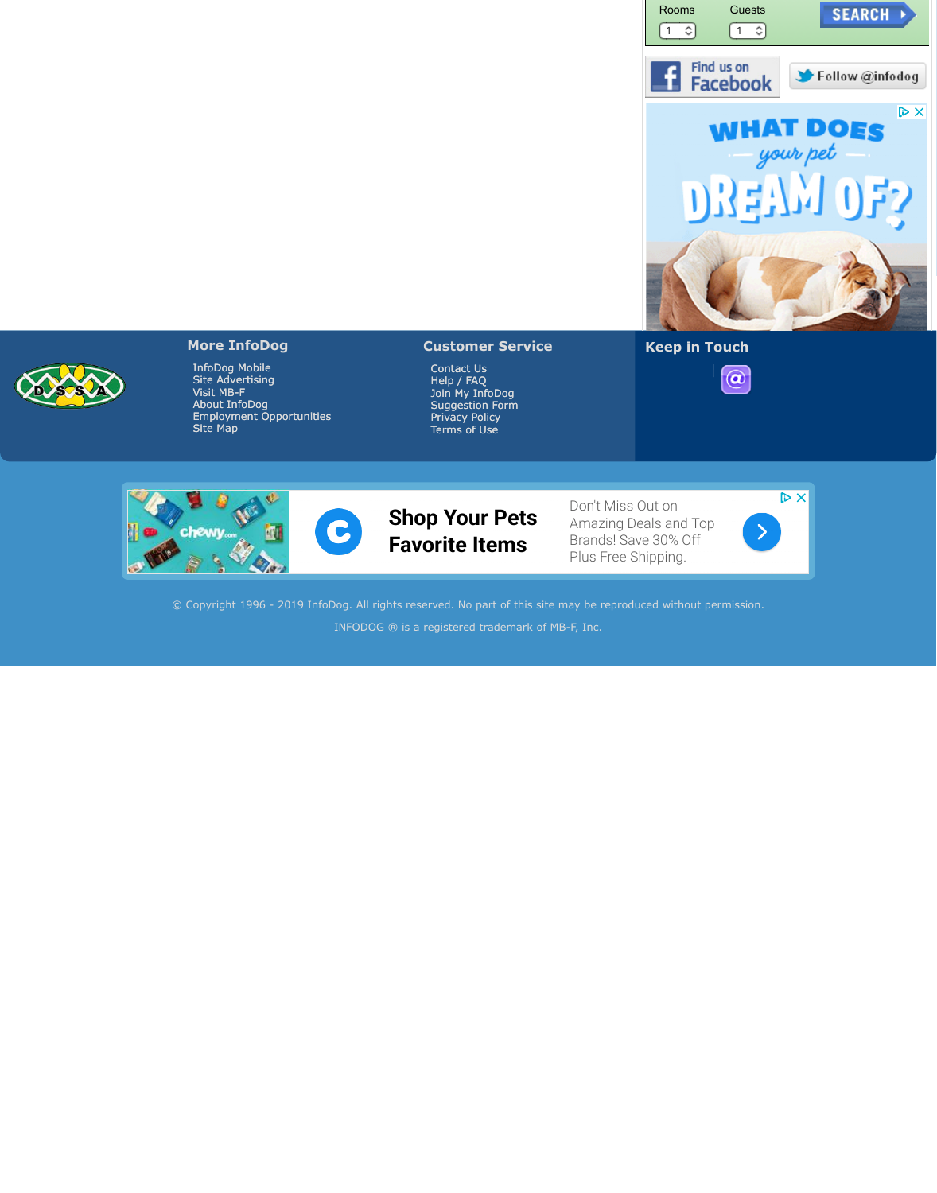Rooms 1 Guests 1 SEARCH

Find us on Facebook

Follow @infodog

WHAT DOES your pet DREAM OF?

## More InfoDog

- InfoDog Mobile
- Site Advertising
- Visit MB-F
- About InfoDog
- Employment Opportunities
- Site Map

## Customer Service

- Contact Us
- Help / FAQ
- Join My InfoDog
- Suggestion Form
- Privacy Policy
- Terms of Use

## Keep in Touch

Shop Your Pets Favorite Items

Don't Miss Out on Amazing Deals and Top Brands! Save 30% Off Plus Free Shipping.

© Copyright 1996 - 2019 InfoDog. All rights reserved. No part of this site may be reproduced without permission.

INFODOG ® is a registered trademark of MB-F, Inc.